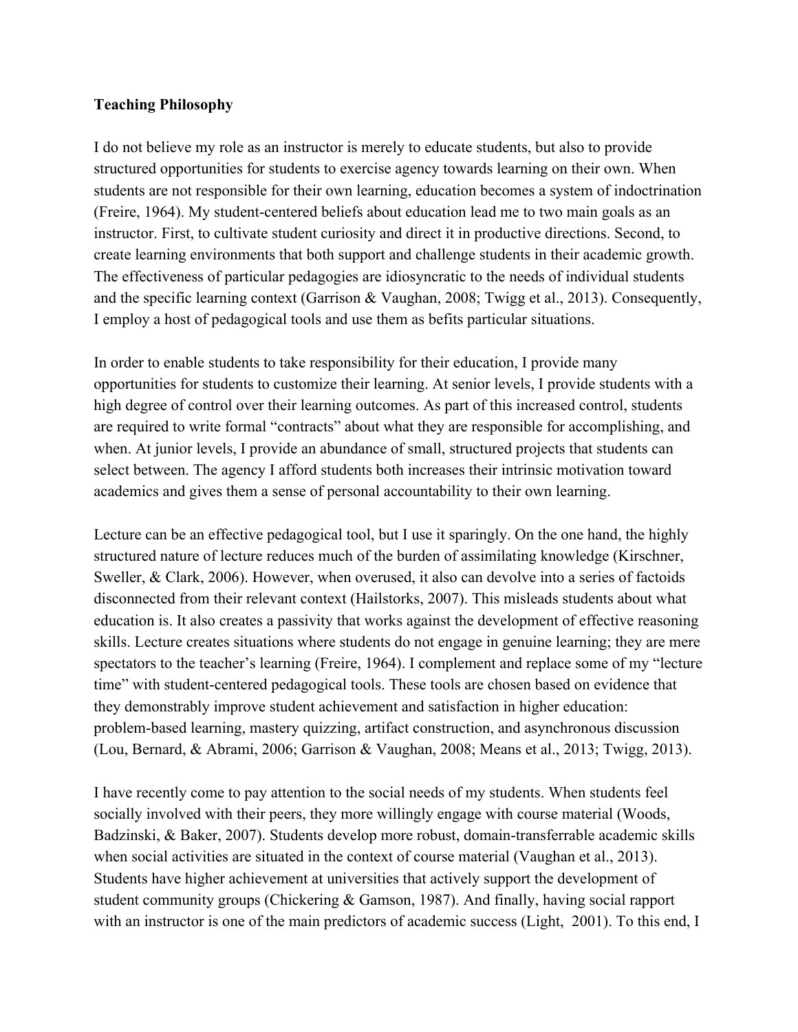**Teaching Philosophy**

I do not believe my role as an instructor is merely to educate students, but also to provide structured opportunities for students to exercise agency towards learning on their own. When students are not responsible for their own learning, education becomes a system of indoctrination (Freire, 1964). My student-centered beliefs about education lead me to two main goals as an instructor. First, to cultivate student curiosity and direct it in productive directions. Second, to create learning environments that both support and challenge students in their academic growth. The effectiveness of particular pedagogies are idiosyncratic to the needs of individual students and the specific learning context (Garrison & Vaughan, 2008; Twigg et al., 2013). Consequently, I employ a host of pedagogical tools and use them as befits particular situations.

In order to enable students to take responsibility for their education, I provide many opportunities for students to customize their learning. At senior levels, I provide students with a high degree of control over their learning outcomes. As part of this increased control, students are required to write formal "contracts" about what they are responsible for accomplishing, and when. At junior levels, I provide an abundance of small, structured projects that students can select between. The agency I afford students both increases their intrinsic motivation toward academics and gives them a sense of personal accountability to their own learning.

Lecture can be an effective pedagogical tool, but I use it sparingly. On the one hand, the highly structured nature of lecture reduces much of the burden of assimilating knowledge (Kirschner, Sweller, & Clark, 2006). However, when overused, it also can devolve into a series of factoids disconnected from their relevant context (Hailstorks, 2007). This misleads students about what education is. It also creates a passivity that works against the development of effective reasoning skills. Lecture creates situations where students do not engage in genuine learning; they are mere spectators to the teacher's learning (Freire, 1964). I complement and replace some of my "lecture time" with student-centered pedagogical tools. These tools are chosen based on evidence that they demonstrably improve student achievement and satisfaction in higher education: problem-based learning, mastery quizzing, artifact construction, and asynchronous discussion (Lou, Bernard, & Abrami, 2006; Garrison & Vaughan, 2008; Means et al., 2013; Twigg, 2013).

I have recently come to pay attention to the social needs of my students. When students feel socially involved with their peers, they more willingly engage with course material (Woods, Badzinski, & Baker, 2007). Students develop more robust, domain-transferrable academic skills when social activities are situated in the context of course material (Vaughan et al., 2013). Students have higher achievement at universities that actively support the development of student community groups (Chickering & Gamson, 1987). And finally, having social rapport with an instructor is one of the main predictors of academic success (Light, 2001). To this end, I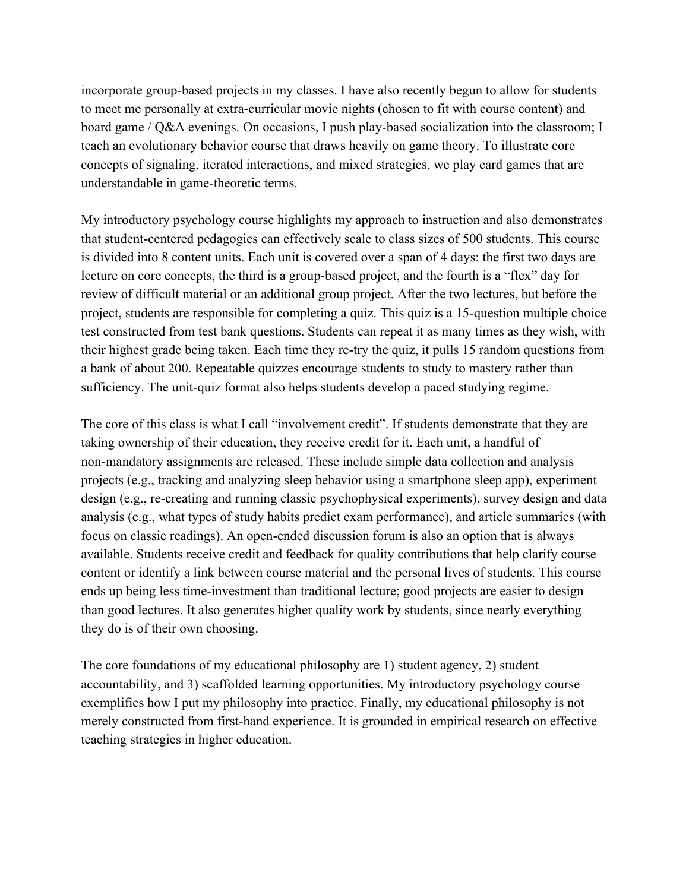incorporate group-based projects in my classes. I have also recently begun to allow for students to meet me personally at extra-curricular movie nights (chosen to fit with course content) and board game / Q&A evenings. On occasions, I push play-based socialization into the classroom; I teach an evolutionary behavior course that draws heavily on game theory. To illustrate core concepts of signaling, iterated interactions, and mixed strategies, we play card games that are understandable in game-theoretic terms.

My introductory psychology course highlights my approach to instruction and also demonstrates that student-centered pedagogies can effectively scale to class sizes of 500 students. This course is divided into 8 content units. Each unit is covered over a span of 4 days: the first two days are lecture on core concepts, the third is a group-based project, and the fourth is a "flex" day for review of difficult material or an additional group project. After the two lectures, but before the project, students are responsible for completing a quiz. This quiz is a 15-question multiple choice test constructed from test bank questions. Students can repeat it as many times as they wish, with their highest grade being taken. Each time they re-try the quiz, it pulls 15 random questions from a bank of about 200. Repeatable quizzes encourage students to study to mastery rather than sufficiency. The unit-quiz format also helps students develop a paced studying regime.

The core of this class is what I call "involvement credit". If students demonstrate that they are taking ownership of their education, they receive credit for it. Each unit, a handful of non-mandatory assignments are released. These include simple data collection and analysis projects (e.g., tracking and analyzing sleep behavior using a smartphone sleep app), experiment design (e.g., re-creating and running classic psychophysical experiments), survey design and data analysis (e.g., what types of study habits predict exam performance), and article summaries (with focus on classic readings). An open-ended discussion forum is also an option that is always available. Students receive credit and feedback for quality contributions that help clarify course content or identify a link between course material and the personal lives of students. This course ends up being less time-investment than traditional lecture; good projects are easier to design than good lectures. It also generates higher quality work by students, since nearly everything they do is of their own choosing.

The core foundations of my educational philosophy are 1) student agency, 2) student accountability, and 3) scaffolded learning opportunities. My introductory psychology course exemplifies how I put my philosophy into practice. Finally, my educational philosophy is not merely constructed from first-hand experience. It is grounded in empirical research on effective teaching strategies in higher education.